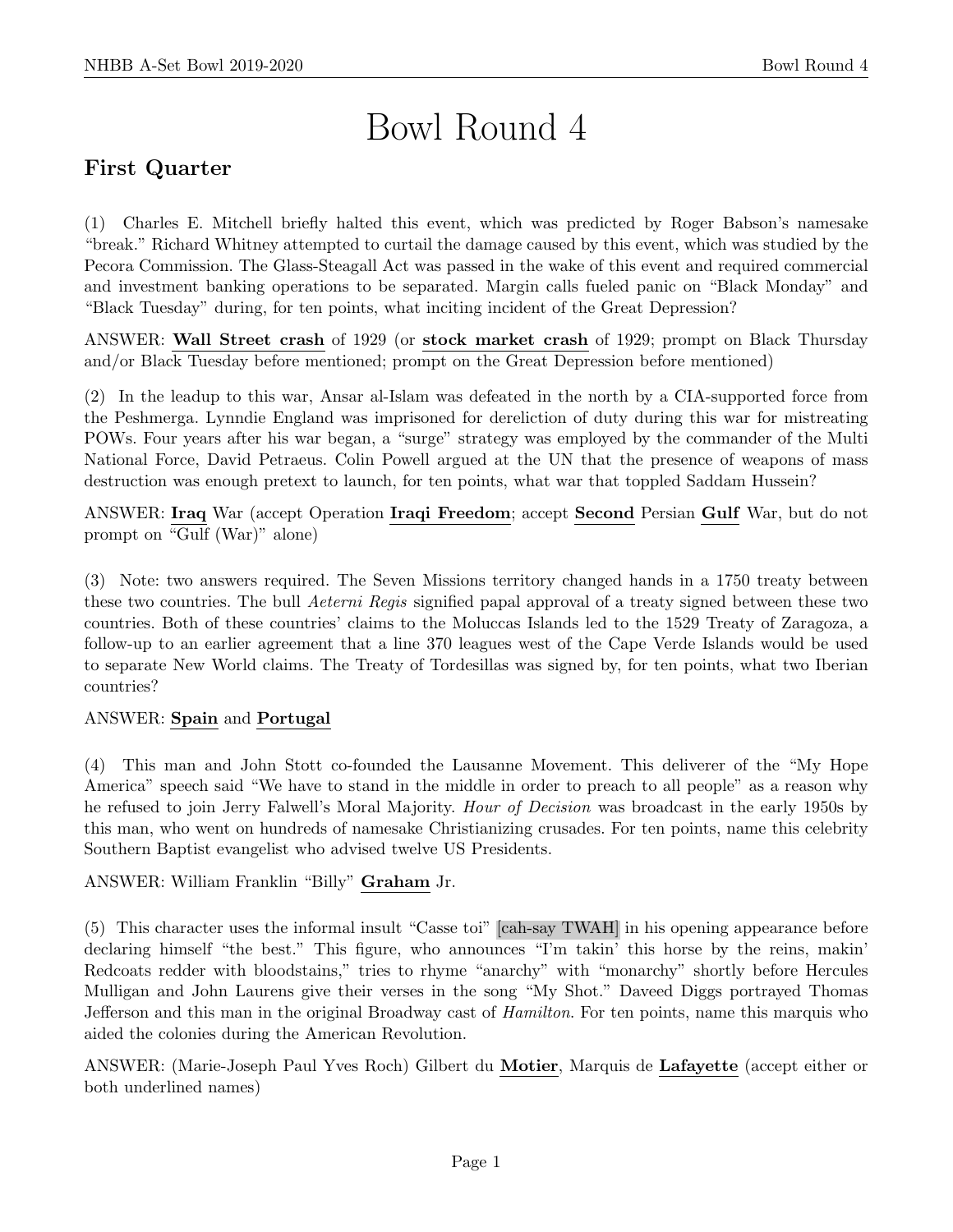# Bowl Round 4

## First Quarter

(1) Charles E. Mitchell briefly halted this event, which was predicted by Roger Babson's namesake "break." Richard Whitney attempted to curtail the damage caused by this event, which was studied by the Pecora Commission. The Glass-Steagall Act was passed in the wake of this event and required commercial and investment banking operations to be separated. Margin calls fueled panic on "Black Monday" and "Black Tuesday" during, for ten points, what inciting incident of the Great Depression?

ANSWER: **Wall Street crash** of 1929 (or **stock market crash** of 1929; prompt on Black Thursday and/or Black Tuesday before mentioned; prompt on the Great Depression before mentioned)

(2) In the leadup to this war, Ansar al-Islam was defeated in the north by a CIA-supported force from the Peshmerga. Lynndie England was imprisoned for dereliction of duty during this war for mistreating POWs. Four years after his war began, a "surge" strategy was employed by the commander of the Multi National Force, David Petraeus. Colin Powell argued at the UN that the presence of weapons of mass destruction was enough pretext to launch, for ten points, what war that toppled Saddam Hussein?

ANSWER: **Iraq** War (accept Operation **Iraqi Freedom**; accept **Second** Persian **Gulf** War, but do not prompt on "Gulf (War)" alone)

(3) Note: two answers required. The Seven Missions territory changed hands in a 1750 treaty between these two countries. The bull *Aeterni Regis* signified papal approval of a treaty signed between these two countries. Both of these countries' claims to the Moluccas Islands led to the 1529 Treaty of Zaragoza, a follow-up to an earlier agreement that a line 370 leagues west of the Cape Verde Islands would be used to separate New World claims. The Treaty of Tordesillas was signed by, for ten points, what two Iberian countries?

ANSWER: **Spain** and **Portugal**

(4) This man and John Stott co-founded the Lausanne Movement. This deliverer of the "My Hope America" speech said "We have to stand in the middle in order to preach to all people" as a reason why he refused to join Jerry Falwell's Moral Majority. *Hour of Decision* was broadcast in the early 1950s by this man, who went on hundreds of namesake Christianizing crusades. For ten points, name this celebrity Southern Baptist evangelist who advised twelve US Presidents.

ANSWER: William Franklin "Billy" **Graham** Jr.

(5) This character uses the informal insult "Casse toi" [cah-say TWAH] in his opening appearance before declaring himself "the best." This figure, who announces "I'm takin' this horse by the reins, makin' Redcoats redder with bloodstains," tries to rhyme "anarchy" with "monarchy" shortly before Hercules Mulligan and John Laurens give their verses in the song "My Shot." Daveed Diggs portrayed Thomas Jefferson and this man in the original Broadway cast of *Hamilton*. For ten points, name this marquis who aided the colonies during the American Revolution.

ANSWER: (Marie-Joseph Paul Yves Roch) Gilbert du **Motier**, Marquis de **Lafayette** (accept either or both underlined names)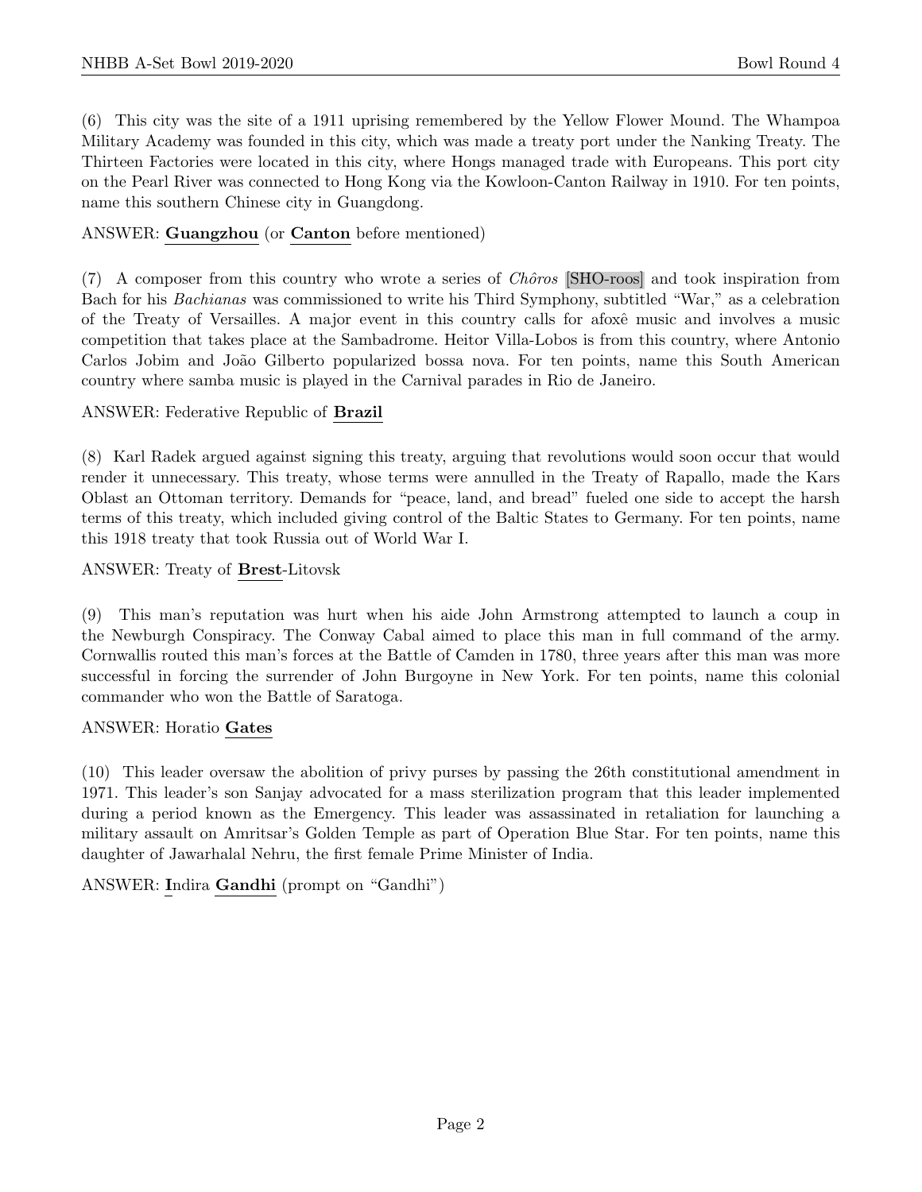(6) This city was the site of a 1911 uprising remembered by the Yellow Flower Mound. The Whampoa Military Academy was founded in this city, which was made a treaty port under the Nanking Treaty. The Thirteen Factories were located in this city, where Hongs managed trade with Europeans. This port city on the Pearl River was connected to Hong Kong via the Kowloon-Canton Railway in 1910. For ten points, name this southern Chinese city in Guangdong.

ANSWER: **Guangzhou** (or **Canton** before mentioned)

(7) A composer from this country who wrote a series of *Chôros* [SHO-roos] and took inspiration from Bach for his *Bachianas* was commissioned to write his Third Symphony, subtitled "War," as a celebration of the Treaty of Versailles. A major event in this country calls for afoxê music and involves a music competition that takes place at the Sambadrome. Heitor Villa-Lobos is from this country, where Antonio Carlos Jobim and João Gilberto popularized bossa nova. For ten points, name this South American country where samba music is played in the Carnival parades in Rio de Janeiro.

ANSWER: Federative Republic of **Brazil**

(8) Karl Radek argued against signing this treaty, arguing that revolutions would soon occur that would render it unnecessary. This treaty, whose terms were annulled in the Treaty of Rapallo, made the Kars Oblast an Ottoman territory. Demands for "peace, land, and bread" fueled one side to accept the harsh terms of this treaty, which included giving control of the Baltic States to Germany. For ten points, name this 1918 treaty that took Russia out of World War I.

ANSWER: Treaty of **Brest**-Litovsk

(9) This man's reputation was hurt when his aide John Armstrong attempted to launch a coup in the Newburgh Conspiracy. The Conway Cabal aimed to place this man in full command of the army. Cornwallis routed this man's forces at the Battle of Camden in 1780, three years after this man was more successful in forcing the surrender of John Burgoyne in New York. For ten points, name this colonial commander who won the Battle of Saratoga.

ANSWER: Horatio **Gates**

(10) This leader oversaw the abolition of privy purses by passing the 26th constitutional amendment in 1971. This leader's son Sanjay advocated for a mass sterilization program that this leader implemented during a period known as the Emergency. This leader was assassinated in retaliation for launching a military assault on Amritsar's Golden Temple as part of Operation Blue Star. For ten points, name this daughter of Jawarhalal Nehru, the first female Prime Minister of India.

ANSWER: **I**ndira **Gandhi** (prompt on "Gandhi")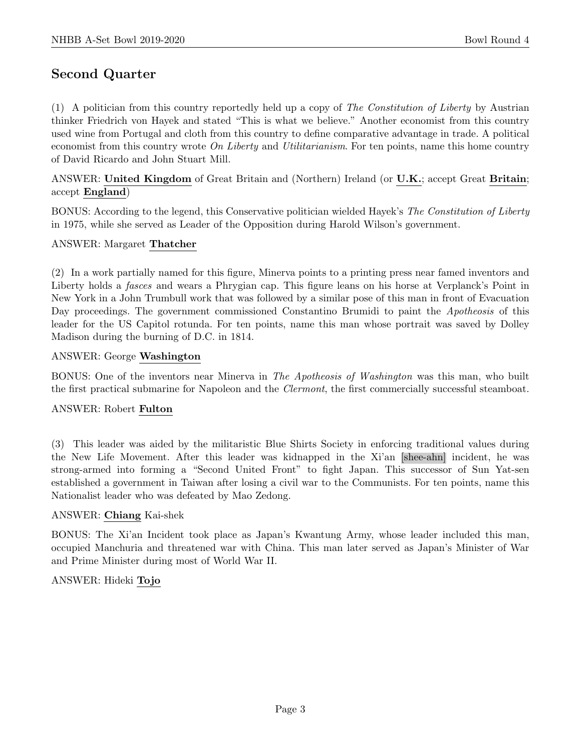## Second Quarter

(1) A politician from this country reportedly held up a copy of *The Constitution of Liberty* by Austrian thinker Friedrich von Hayek and stated "This is what we believe." Another economist from this country used wine from Portugal and cloth from this country to define comparative advantage in trade. A political economist from this country wrote *On Liberty* and *Utilitarianism*. For ten points, name this home country of David Ricardo and John Stuart Mill.

ANSWER: **United Kingdom** of Great Britain and (Northern) Ireland (or **U.K.**; accept Great **Britain**; accept **England**)

BONUS: According to the legend, this Conservative politician wielded Hayek's *The Constitution of Liberty* in 1975, while she served as Leader of the Opposition during Harold Wilson's government.

ANSWER: Margaret **Thatcher**

(2) In a work partially named for this figure, Minerva points to a printing press near famed inventors and Liberty holds a *fasces* and wears a Phrygian cap. This figure leans on his horse at Verplanck's Point in New York in a John Trumbull work that was followed by a similar pose of this man in front of Evacuation Day proceedings. The government commissioned Constantino Brumidi to paint the *Apotheosis* of this leader for the US Capitol rotunda. For ten points, name this man whose portrait was saved by Dolley Madison during the burning of D.C. in 1814.

ANSWER: George **Washington**

BONUS: One of the inventors near Minerva in *The Apotheosis of Washington* was this man, who built the first practical submarine for Napoleon and the *Clermont*, the first commercially successful steamboat.

ANSWER: Robert **Fulton**

(3) This leader was aided by the militaristic Blue Shirts Society in enforcing traditional values during the New Life Movement. After this leader was kidnapped in the Xi'an [shee-ahn] incident, he was strong-armed into forming a "Second United Front" to fight Japan. This successor of Sun Yat-sen established a government in Taiwan after losing a civil war to the Communists. For ten points, name this Nationalist leader who was defeated by Mao Zedong.

ANSWER: **Chiang** Kai-shek

BONUS: The Xi'an Incident took place as Japan's Kwantung Army, whose leader included this man, occupied Manchuria and threatened war with China. This man later served as Japan's Minister of War and Prime Minister during most of World War II.

ANSWER: Hideki **Tojo**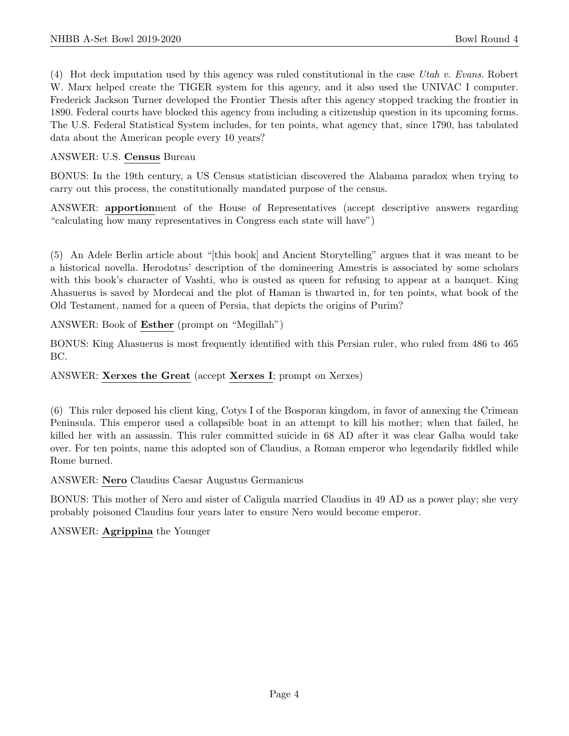(4) Hot deck imputation used by this agency was ruled constitutional in the case *Utah v. Evans*. Robert W. Marx helped create the TIGER system for this agency, and it also used the UNIVAC I computer. Frederick Jackson Turner developed the Frontier Thesis after this agency stopped tracking the frontier in 1890. Federal courts have blocked this agency from including a citizenship question in its upcoming forms. The U.S. Federal Statistical System includes, for ten points, what agency that, since 1790, has tabulated data about the American people every 10 years?

ANSWER: U.S. **Census** Bureau

BONUS: In the 19th century, a US Census statistician discovered the Alabama paradox when trying to carry out this process, the constitutionally mandated purpose of the census.

ANSWER: **apportion**ment of the House of Representatives (accept descriptive answers regarding "calculating how many representatives in Congress each state will have")

(5) An Adele Berlin article about "[this book] and Ancient Storytelling" argues that it was meant to be a historical novella. Herodotus' description of the domineering Amestris is associated by some scholars with this book's character of Vashti, who is ousted as queen for refusing to appear at a banquet. King Ahasuerus is saved by Mordecai and the plot of Haman is thwarted in, for ten points, what book of the Old Testament, named for a queen of Persia, that depicts the origins of Purim?

ANSWER: Book of **Esther** (prompt on "Megillah")

BONUS: King Ahasuerus is most frequently identified with this Persian ruler, who ruled from 486 to 465 BC.

ANSWER: **Xerxes the Great** (accept **Xerxes I**; prompt on Xerxes)

(6) This ruler deposed his client king, Cotys I of the Bosporan kingdom, in favor of annexing the Crimean Peninsula. This emperor used a collapsible boat in an attempt to kill his mother; when that failed, he killed her with an assassin. This ruler committed suicide in 68 AD after it was clear Galba would take over. For ten points, name this adopted son of Claudius, a Roman emperor who legendarily fiddled while Rome burned.

ANSWER: **Nero** Claudius Caesar Augustus Germanicus

BONUS: This mother of Nero and sister of Caligula married Claudius in 49 AD as a power play; she very probably poisoned Claudius four years later to ensure Nero would become emperor.

ANSWER: **Agrippina** the Younger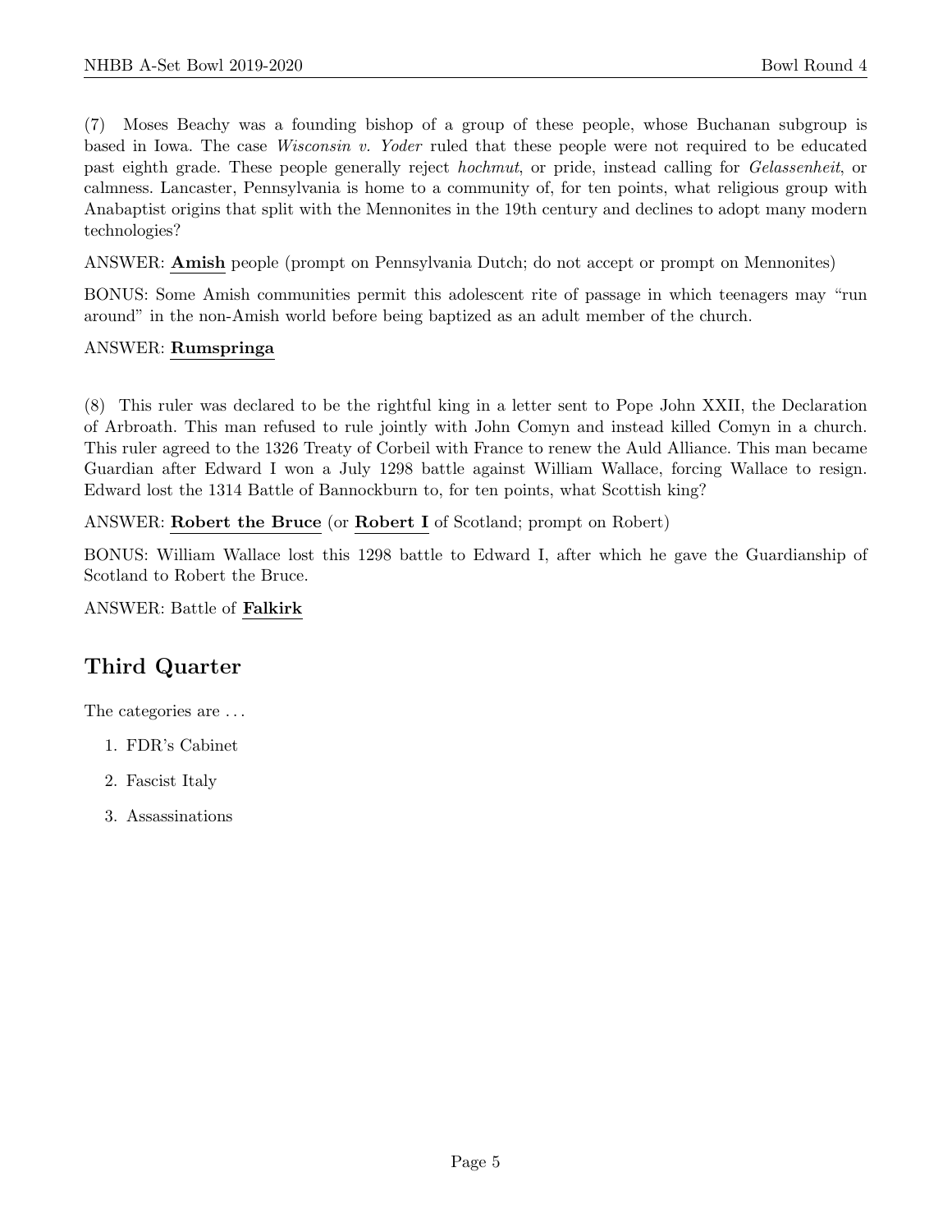(7) Moses Beachy was a founding bishop of a group of these people, whose Buchanan subgroup is based in Iowa. The case *Wisconsin v. Yoder* ruled that these people were not required to be educated past eighth grade. These people generally reject *hochmut*, or pride, instead calling for *Gelassenheit*, or calmness. Lancaster, Pennsylvania is home to a community of, for ten points, what religious group with Anabaptist origins that split with the Mennonites in the 19th century and declines to adopt many modern technologies?

ANSWER: **Amish** people (prompt on Pennsylvania Dutch; do not accept or prompt on Mennonites)

BONUS: Some Amish communities permit this adolescent rite of passage in which teenagers may "run around" in the non-Amish world before being baptized as an adult member of the church.

ANSWER: **Rumspringa**

(8) This ruler was declared to be the rightful king in a letter sent to Pope John XXII, the Declaration of Arbroath. This man refused to rule jointly with John Comyn and instead killed Comyn in a church. This ruler agreed to the 1326 Treaty of Corbeil with France to renew the Auld Alliance. This man became Guardian after Edward I won a July 1298 battle against William Wallace, forcing Wallace to resign. Edward lost the 1314 Battle of Bannockburn to, for ten points, what Scottish king?

ANSWER: **Robert the Bruce** (or **Robert I** of Scotland; prompt on Robert)

BONUS: William Wallace lost this 1298 battle to Edward I, after which he gave the Guardianship of Scotland to Robert the Bruce.

ANSWER: Battle of **Falkirk**

## Third Quarter

The categories are . . .

1. FDR's Cabinet
2. Fascist Italy
3. Assassinations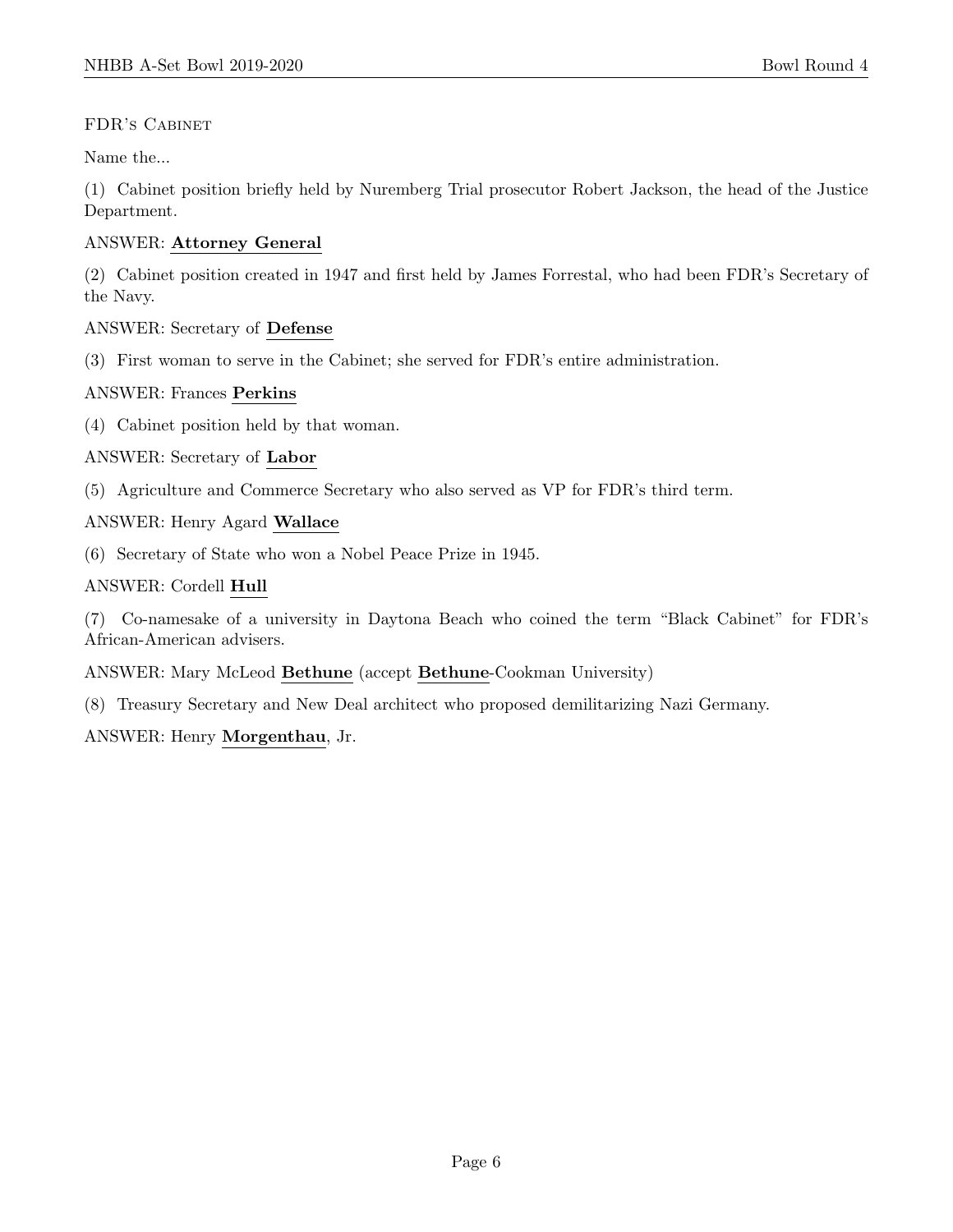## FDR's Cabinet

Name the...

(1) Cabinet position briefly held by Nuremberg Trial prosecutor Robert Jackson, the head of the Justice Department.

ANSWER: **Attorney General**

(2) Cabinet position created in 1947 and first held by James Forrestal, who had been FDR's Secretary of the Navy.

ANSWER: Secretary of **Defense**

(3) First woman to serve in the Cabinet; she served for FDR's entire administration.

ANSWER: Frances **Perkins**

(4) Cabinet position held by that woman.

ANSWER: Secretary of **Labor**

(5) Agriculture and Commerce Secretary who also served as VP for FDR's third term.

ANSWER: Henry Agard **Wallace**

(6) Secretary of State who won a Nobel Peace Prize in 1945.

ANSWER: Cordell **Hull**

(7) Co-namesake of a university in Daytona Beach who coined the term "Black Cabinet" for FDR's African-American advisers.

ANSWER: Mary McLeod **Bethune** (accept **Bethune**-Cookman University)

(8) Treasury Secretary and New Deal architect who proposed demilitarizing Nazi Germany.

ANSWER: Henry **Morgenthau**, Jr.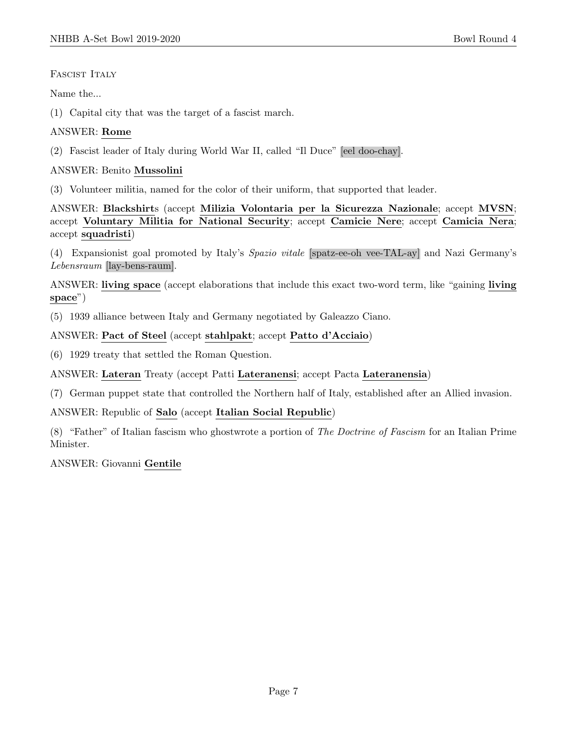FASCIST ITALY

Name the...

(1) Capital city that was the target of a fascist march.

ANSWER: **Rome**

(2) Fascist leader of Italy during World War II, called "Il Duce" [eel doo-chay].

ANSWER: Benito **Mussolini**

(3) Volunteer militia, named for the color of their uniform, that supported that leader.

ANSWER: **Blackshirt**s (accept **Milizia Volontaria per la Sicurezza Nazionale**; accept **MVSN**; accept **Voluntary Militia for National Security**; accept **Camicie Nere**; accept **Camicia Nera**; accept **squadristi**)

(4) Expansionist goal promoted by Italy's *Spazio vitale* [spatz-ee-oh vee-TAL-ay] and Nazi Germany's *Lebensraum* [lay-bens-raum].

ANSWER: **living space** (accept elaborations that include this exact two-word term, like "gaining **living space**")

(5) 1939 alliance between Italy and Germany negotiated by Galeazzo Ciano.

ANSWER: **Pact of Steel** (accept **stahlpakt**; accept **Patto d'Acciaio**)

(6) 1929 treaty that settled the Roman Question.

ANSWER: **Lateran** Treaty (accept Patti **Lateranensi**; accept Pacta **Lateranensia**)

(7) German puppet state that controlled the Northern half of Italy, established after an Allied invasion.

ANSWER: Republic of **Salo** (accept **Italian Social Republic**)

(8) "Father" of Italian fascism who ghostwrote a portion of *The Doctrine of Fascism* for an Italian Prime Minister.

ANSWER: Giovanni **Gentile**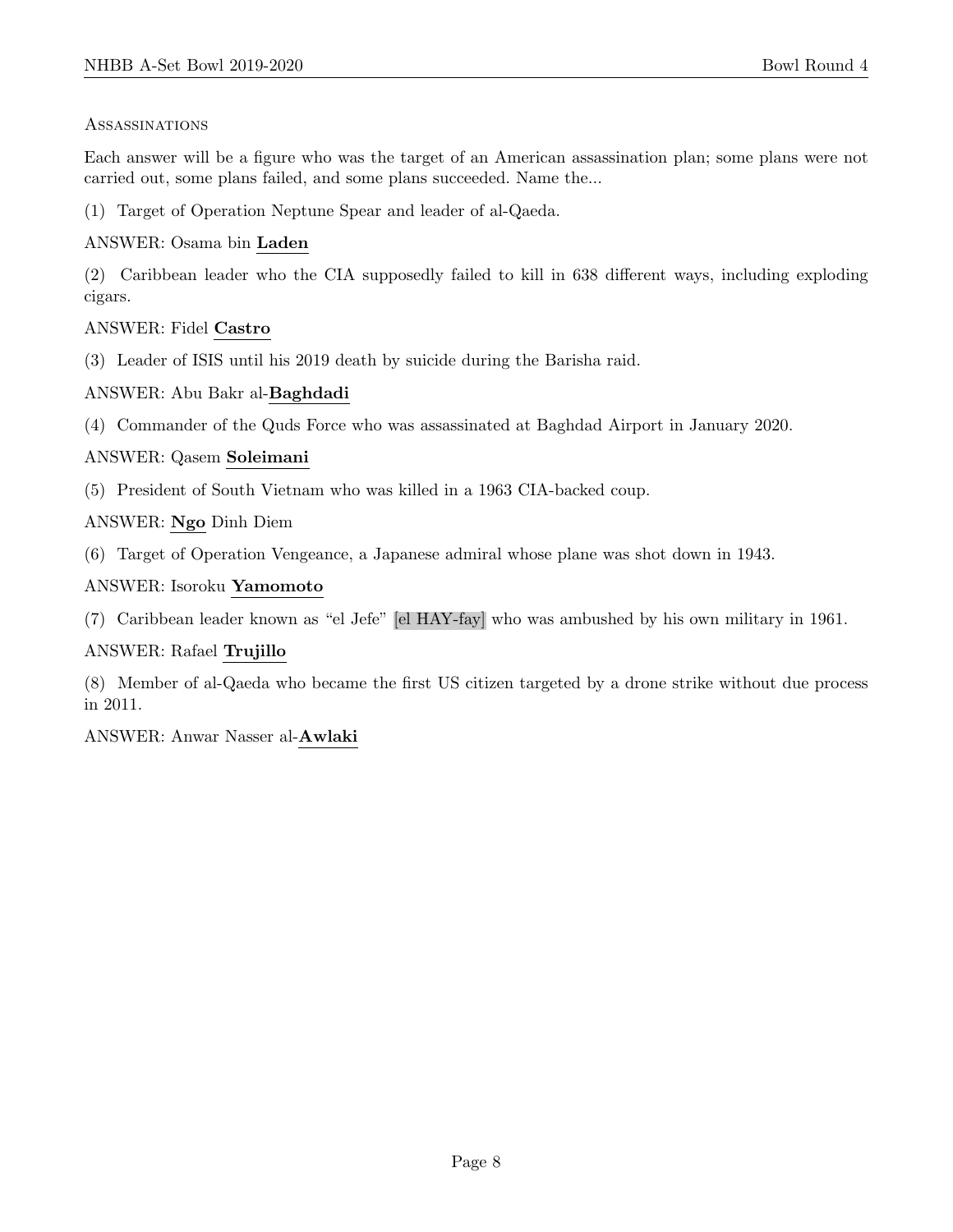### Assassinations

Each answer will be a figure who was the target of an American assassination plan; some plans were not carried out, some plans failed, and some plans succeeded. Name the...

(1) Target of Operation Neptune Spear and leader of al-Qaeda.

ANSWER: Osama bin **Laden**

(2) Caribbean leader who the CIA supposedly failed to kill in 638 different ways, including exploding cigars.

ANSWER: Fidel **Castro**

(3) Leader of ISIS until his 2019 death by suicide during the Barisha raid.

ANSWER: Abu Bakr al-**Baghdadi**

(4) Commander of the Quds Force who was assassinated at Baghdad Airport in January 2020.

ANSWER: Qasem **Soleimani**

(5) President of South Vietnam who was killed in a 1963 CIA-backed coup.

ANSWER: **Ngo** Dinh Diem

(6) Target of Operation Vengeance, a Japanese admiral whose plane was shot down in 1943.

ANSWER: Isoroku **Yamomoto**

(7) Caribbean leader known as "el Jefe" [el HAY-fay] who was ambushed by his own military in 1961.

ANSWER: Rafael **Trujillo**

(8) Member of al-Qaeda who became the first US citizen targeted by a drone strike without due process in 2011.

ANSWER: Anwar Nasser al-**Awlaki**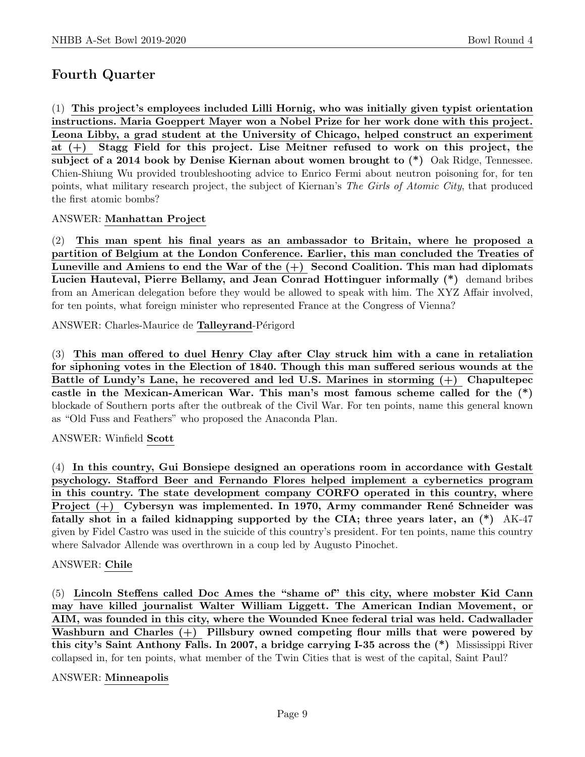## Fourth Quarter

(1) **This project's employees included Lilli Hornig, who was initially given typist orientation instructions. Maria Goeppert Mayer won a Nobel Prize for her work done with this project. Leona Libby, a grad student at the University of Chicago, helped construct an experiment at (+) Stagg Field for this project. Lise Meitner refused to work on this project, the subject of a 2014 book by Denise Kiernan about women brought to (*)** Oak Ridge, Tennessee. Chien-Shiung Wu provided troubleshooting advice to Enrico Fermi about neutron poisoning for, for ten points, what military research project, the subject of Kiernan's *The Girls of Atomic City*, that produced the first atomic bombs?

ANSWER: **Manhattan Project**

(2) **This man spent his final years as an ambassador to Britain, where he proposed a partition of Belgium at the London Conference. Earlier, this man concluded the Treaties of Luneville and Amiens to end the War of the (+) Second Coalition. This man had diplomats Lucien Hauteval, Pierre Bellamy, and Jean Conrad Hottinguer informally (*)** demand bribes from an American delegation before they would be allowed to speak with him. The XYZ Affair involved, for ten points, what foreign minister who represented France at the Congress of Vienna?

ANSWER: Charles-Maurice de **Talleyrand**-Périgord

(3) **This man offered to duel Henry Clay after Clay struck him with a cane in retaliation for siphoning votes in the Election of 1840. Though this man suffered serious wounds at the Battle of Lundy's Lane, he recovered and led U.S. Marines in storming (+) Chapultepec castle in the Mexican-American War. This man's most famous scheme called for the (*)** blockade of Southern ports after the outbreak of the Civil War. For ten points, name this general known as "Old Fuss and Feathers" who proposed the Anaconda Plan.

ANSWER: Winfield **Scott**

(4) **In this country, Gui Bonsiepe designed an operations room in accordance with Gestalt psychology. Stafford Beer and Fernando Flores helped implement a cybernetics program in this country. The state development company CORFO operated in this country, where Project (+) Cybersyn was implemented. In 1970, Army commander René Schneider was fatally shot in a failed kidnapping supported by the CIA; three years later, an (*)** AK-47 given by Fidel Castro was used in the suicide of this country's president. For ten points, name this country where Salvador Allende was overthrown in a coup led by Augusto Pinochet.

ANSWER: **Chile**

(5) **Lincoln Steffens called Doc Ames the "shame of" this city, where mobster Kid Cann may have killed journalist Walter William Liggett. The American Indian Movement, or AIM, was founded in this city, where the Wounded Knee federal trial was held. Cadwallader Washburn and Charles (+) Pillsbury owned competing flour mills that were powered by this city's Saint Anthony Falls. In 2007, a bridge carrying I-35 across the (*)** Mississippi River collapsed in, for ten points, what member of the Twin Cities that is west of the capital, Saint Paul?

ANSWER: **Minneapolis**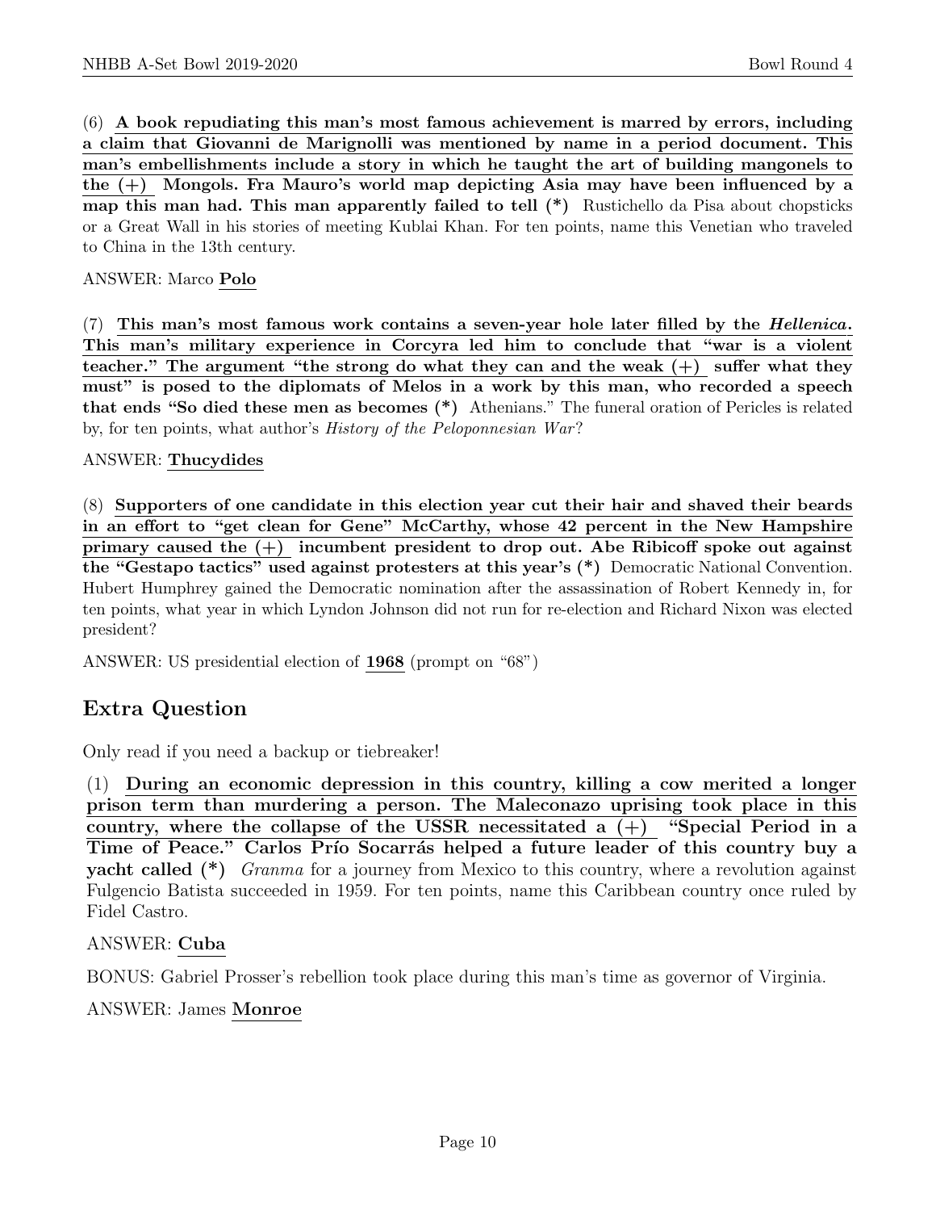(6) **A book repudiating this man's most famous achievement is marred by errors, including a claim that Giovanni de Marignolli was mentioned by name in a period document. This man's embellishments include a story in which he taught the art of building mangonels to the (+) Mongols. Fra Mauro's world map depicting Asia may have been influenced by a map this man had. This man apparently failed to tell (*)** Rustichello da Pisa about chopsticks or a Great Wall in his stories of meeting Kublai Khan. For ten points, name this Venetian who traveled to China in the 13th century.

ANSWER: Marco **Polo**

(7) **This man's most famous work contains a seven-year hole later filled by the *Hellenica*. This man's military experience in Corcyra led him to conclude that "war is a violent teacher." The argument "the strong do what they can and the weak (+) suffer what they must" is posed to the diplomats of Melos in a work by this man, who recorded a speech that ends "So died these men as becomes (*)** Athenians." The funeral oration of Pericles is related by, for ten points, what author's *History of the Peloponnesian War*?

ANSWER: **Thucydides**

(8) **Supporters of one candidate in this election year cut their hair and shaved their beards in an effort to "get clean for Gene" McCarthy, whose 42 percent in the New Hampshire primary caused the (+) incumbent president to drop out. Abe Ribicoff spoke out against the "Gestapo tactics" used against protesters at this year's (*)** Democratic National Convention. Hubert Humphrey gained the Democratic nomination after the assassination of Robert Kennedy in, for ten points, what year in which Lyndon Johnson did not run for re-election and Richard Nixon was elected president?

ANSWER: US presidential election of **1968** (prompt on "68")

## Extra Question

Only read if you need a backup or tiebreaker!

(1) **During an economic depression in this country, killing a cow merited a longer prison term than murdering a person. The Maleconazo uprising took place in this country, where the collapse of the USSR necessitated a (+) "Special Period in a Time of Peace." Carlos Prío Socarrás helped a future leader of this country buy a yacht called (*)** *Granma* for a journey from Mexico to this country, where a revolution against Fulgencio Batista succeeded in 1959. For ten points, name this Caribbean country once ruled by Fidel Castro.

ANSWER: **Cuba**

BONUS: Gabriel Prosser's rebellion took place during this man's time as governor of Virginia.

ANSWER: James **Monroe**